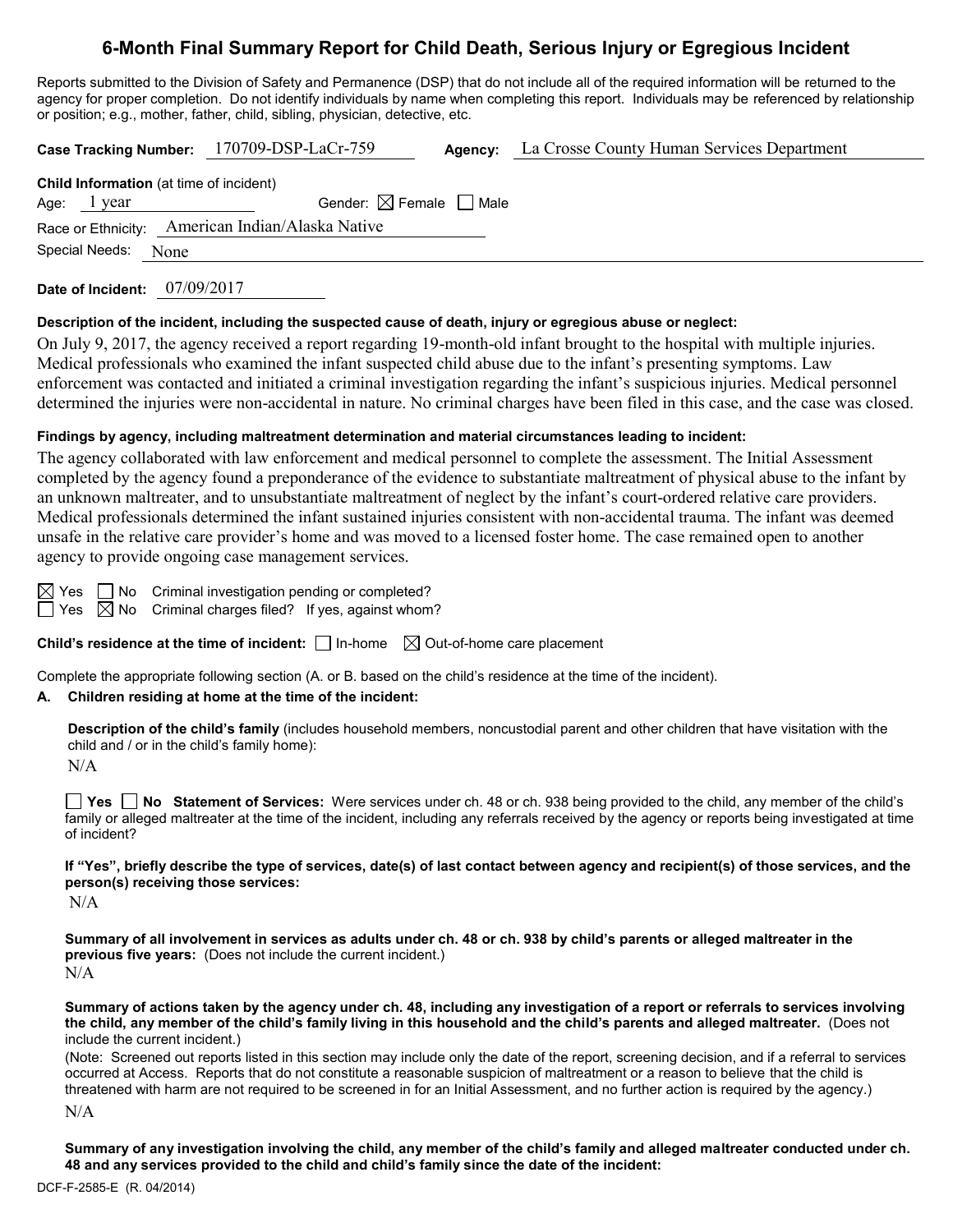# 6-Month Final Summary Report for Child Death, Serious Injury or Egregious Incident

Reports submitted to the Division of Safety and Permanence (DSP) that do not include all of the required information will be returned to the agency for proper completion. Do not identify individuals by name when completing this report. Individuals may be referenced by relationship or position; e.g., mother, father, child, sibling, physician, detective, etc.

**Case Tracking Number:** 170709-DSP-LaCr-759 **Agency:** La Crosse County Human Services Department

**Child Information** (at time of incident)

Age: 1 year Gender: ☒ Female ☐ Male

Race or Ethnicity: American Indian/Alaska Native

Special Needs: None

**Date of Incident:** 07/09/2017

**Description of the incident, including the suspected cause of death, injury or egregious abuse or neglect:**

On July 9, 2017, the agency received a report regarding 19-month-old infant brought to the hospital with multiple injuries. Medical professionals who examined the infant suspected child abuse due to the infant's presenting symptoms. Law enforcement was contacted and initiated a criminal investigation regarding the infant's suspicious injuries. Medical personnel determined the injuries were non-accidental in nature. No criminal charges have been filed in this case, and the case was closed.

**Findings by agency, including maltreatment determination and material circumstances leading to incident:**

The agency collaborated with law enforcement and medical personnel to complete the assessment. The Initial Assessment completed by the agency found a preponderance of the evidence to substantiate maltreatment of physical abuse to the infant by an unknown maltreater, and to unsubstantiate maltreatment of neglect by the infant's court-ordered relative care providers. Medical professionals determined the infant sustained injuries consistent with non-accidental trauma. The infant was deemed unsafe in the relative care provider's home and was moved to a licensed foster home. The case remained open to another agency to provide ongoing case management services.

☒ Yes ☐ No Criminal investigation pending or completed?

☐ Yes ☒ No Criminal charges filed? If yes, against whom?

**Child's residence at the time of incident:** ☐ In-home ☒ Out-of-home care placement

Complete the appropriate following section (A. or B. based on the child's residence at the time of the incident).

**A. Children residing at home at the time of the incident:**

**Description of the child's family** (includes household members, noncustodial parent and other children that have visitation with the child and / or in the child's family home):

N/A

☐ **Yes** ☐ **No Statement of Services:** Were services under ch. 48 or ch. 938 being provided to the child, any member of the child's family or alleged maltreater at the time of the incident, including any referrals received by the agency or reports being investigated at time of incident?

**If "Yes", briefly describe the type of services, date(s) of last contact between agency and recipient(s) of those services, and the person(s) receiving those services:**

N/A

**Summary of all involvement in services as adults under ch. 48 or ch. 938 by child's parents or alleged maltreater in the previous five years:** (Does not include the current incident.)

N/A

**Summary of actions taken by the agency under ch. 48, including any investigation of a report or referrals to services involving the child, any member of the child's family living in this household and the child's parents and alleged maltreater.** (Does not include the current incident.)

(Note: Screened out reports listed in this section may include only the date of the report, screening decision, and if a referral to services occurred at Access. Reports that do not constitute a reasonable suspicion of maltreatment or a reason to believe that the child is threatened with harm are not required to be screened in for an Initial Assessment, and no further action is required by the agency.)

N/A

**Summary of any investigation involving the child, any member of the child's family and alleged maltreater conducted under ch. 48 and any services provided to the child and child's family since the date of the incident:**

DCF-F-2585-E (R. 04/2014)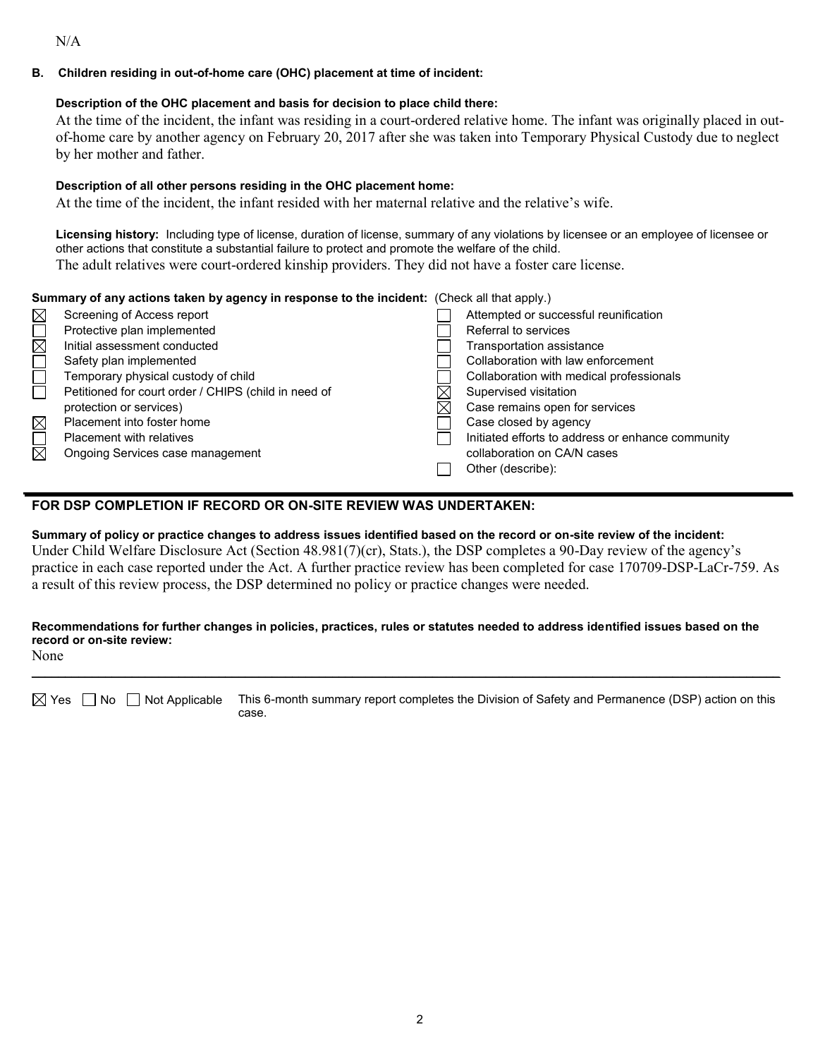N/A

**B. Children residing in out-of-home care (OHC) placement at time of incident:**

**Description of the OHC placement and basis for decision to place child there:**

At the time of the incident, the infant was residing in a court-ordered relative home. The infant was originally placed in out-of-home care by another agency on February 20, 2017 after she was taken into Temporary Physical Custody due to neglect by her mother and father.

**Description of all other persons residing in the OHC placement home:**

At the time of the incident, the infant resided with her maternal relative and the relative's wife.

**Licensing history:** Including type of license, duration of license, summary of any violations by licensee or an employee of licensee or other actions that constitute a substantial failure to protect and promote the welfare of the child.

The adult relatives were court-ordered kinship providers. They did not have a foster care license.

**Summary of any actions taken by agency in response to the incident:** (Check all that apply.)

- ☒ Screening of Access report
- ☐ Protective plan implemented
- ☒ Initial assessment conducted
- ☐ Safety plan implemented
- ☐ Temporary physical custody of child
- ☐ Petitioned for court order / CHIPS (child in need of protection or services)
- ☒ Placement into foster home
- ☐ Placement with relatives
- ☒ Ongoing Services case management
- ☐ Attempted or successful reunification
- ☐ Referral to services
- ☐ Transportation assistance
- ☐ Collaboration with law enforcement
- ☐ Collaboration with medical professionals
- ☒ Supervised visitation
- ☒ Case remains open for services
- ☐ Case closed by agency
- ☐ Initiated efforts to address or enhance community collaboration on CA/N cases
- ☐ Other (describe):

## FOR DSP COMPLETION IF RECORD OR ON-SITE REVIEW WAS UNDERTAKEN:

**Summary of policy or practice changes to address issues identified based on the record or on-site review of the incident:**

Under Child Welfare Disclosure Act (Section 48.981(7)(cr), Stats.), the DSP completes a 90-Day review of the agency's practice in each case reported under the Act. A further practice review has been completed for case 170709-DSP-LaCr-759. As a result of this review process, the DSP determined no policy or practice changes were needed.

**Recommendations for further changes in policies, practices, rules or statutes needed to address identified issues based on the record or on-site review:**

None

☒ Yes ☐ No ☐ Not Applicable This 6-month summary report completes the Division of Safety and Permanence (DSP) action on this case.